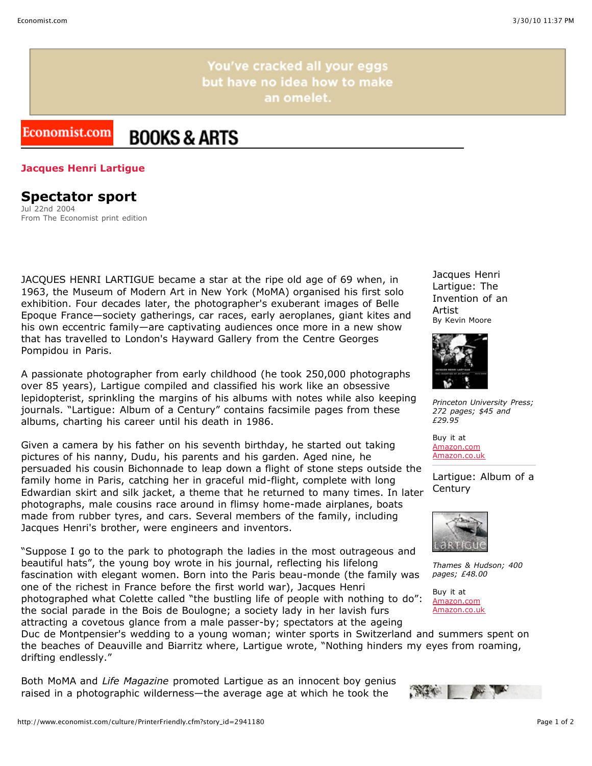You've cracked all your eggs but have no idea how to make an omelet.

Economist.com **BOOKS & ARTS**

**Jacques Henri Lartigue**

# Spectator sport

Jul 22nd 2004
From The Economist print edition

JACQUES HENRI LARTIGUE became a star at the ripe old age of 69 when, in 1963, the Museum of Modern Art in New York (MoMA) organised his first solo exhibition. Four decades later, the photographer's exuberant images of Belle Epoque France—society gatherings, car races, early aeroplanes, giant kites and his own eccentric family—are captivating audiences once more in a new show that has travelled to London's Hayward Gallery from the Centre Georges Pompidou in Paris.

A passionate photographer from early childhood (he took 250,000 photographs over 85 years), Lartigue compiled and classified his work like an obsessive lepidopterist, sprinkling the margins of his albums with notes while also keeping journals. "Lartigue: Album of a Century" contains facsimile pages from these albums, charting his career until his death in 1986.

Given a camera by his father on his seventh birthday, he started out taking pictures of his nanny, Dudu, his parents and his garden. Aged nine, he persuaded his cousin Bichonnade to leap down a flight of stone steps outside the family home in Paris, catching her in graceful mid-flight, complete with long Edwardian skirt and silk jacket, a theme that he returned to many times. In later photographs, male cousins race around in flimsy home-made airplanes, boats made from rubber tyres, and cars. Several members of the family, including Jacques Henri's brother, were engineers and inventors.

"Suppose I go to the park to photograph the ladies in the most outrageous and beautiful hats", the young boy wrote in his journal, reflecting his lifelong fascination with elegant women. Born into the Paris beau-monde (the family was one of the richest in France before the first world war), Jacques Henri photographed what Colette called "the bustling life of people with nothing to do": the social parade in the Bois de Boulogne; a society lady in her lavish furs attracting a covetous glance from a male passer-by; spectators at the ageing Duc de Montpensier's wedding to a young woman; winter sports in Switzerland and summers spent on the beaches of Deauville and Biarritz where, Lartigue wrote, "Nothing hinders my eyes from roaming, drifting endlessly."

Both MoMA and *Life Magazine* promoted Lartigue as an innocent boy genius raised in a photographic wilderness—the average age at which he took the

Jacques Henri Lartigue: The Invention of an Artist
By Kevin Moore

*Princeton University Press; 272 pages; $45 and £29.95*

Buy it at
Amazon.com
Amazon.co.uk

Lartigue: Album of a Century

*Thames & Hudson; 400 pages; £48.00*

Buy it at
Amazon.com
Amazon.co.uk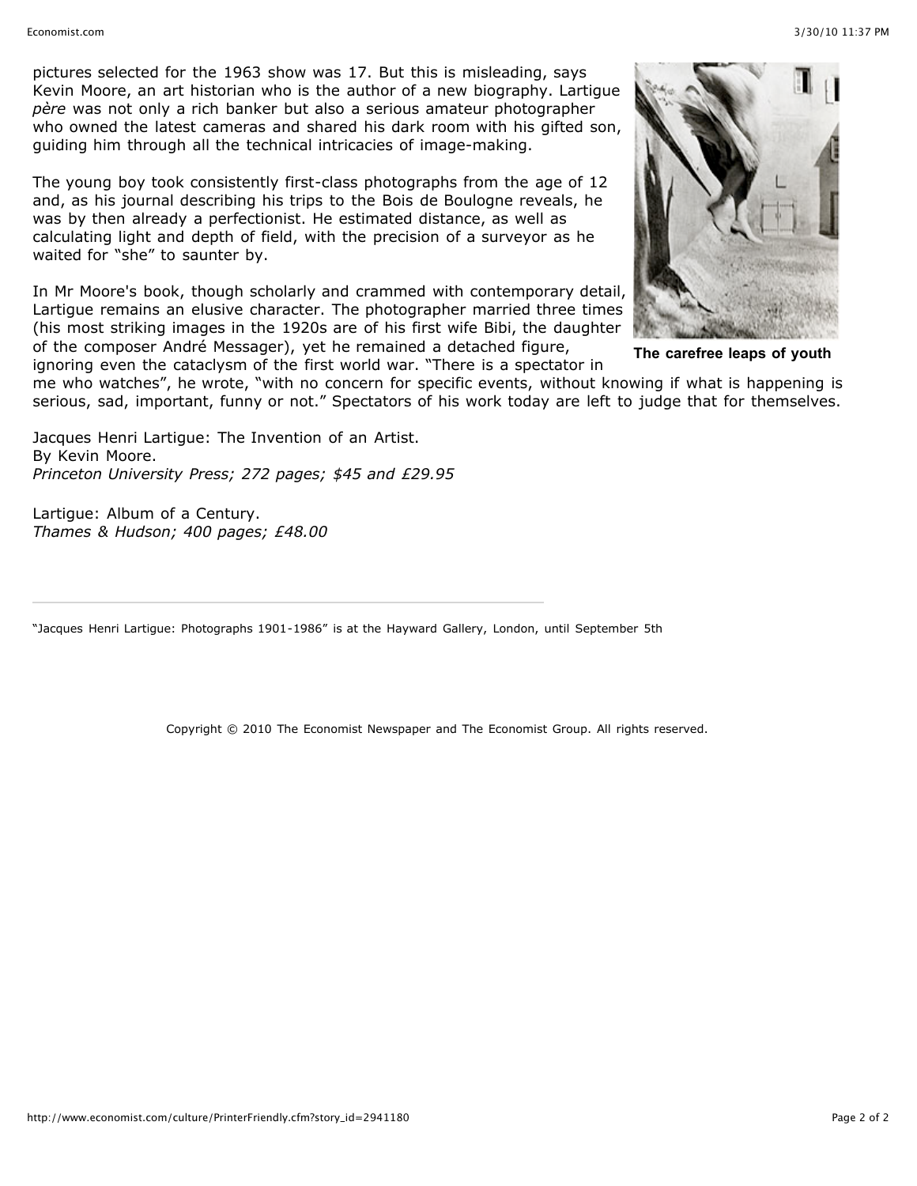pictures selected for the 1963 show was 17. But this is misleading, says Kevin Moore, an art historian who is the author of a new biography. Lartigue *père* was not only a rich banker but also a serious amateur photographer who owned the latest cameras and shared his dark room with his gifted son, guiding him through all the technical intricacies of image-making.

The young boy took consistently first-class photographs from the age of 12 and, as his journal describing his trips to the Bois de Boulogne reveals, he was by then already a perfectionist. He estimated distance, as well as calculating light and depth of field, with the precision of a surveyor as he waited for "she" to saunter by.

In Mr Moore's book, though scholarly and crammed with contemporary detail, Lartigue remains an elusive character. The photographer married three times (his most striking images in the 1920s are of his first wife Bibi, the daughter of the composer André Messager), yet he remained a detached figure, ignoring even the cataclysm of the first world war. "There is a spectator in me who watches", he wrote, "with no concern for specific events, without knowing if what is happening is serious, sad, important, funny or not." Spectators of his work today are left to judge that for themselves.

**The carefree leaps of youth**

Jacques Henri Lartigue: The Invention of an Artist.
By Kevin Moore.
*Princeton University Press; 272 pages; $45 and £29.95*

Lartigue: Album of a Century.
*Thames & Hudson; 400 pages; £48.00*

---

"Jacques Henri Lartigue: Photographs 1901-1986" is at the Hayward Gallery, London, until September 5th

Copyright © 2010 The Economist Newspaper and The Economist Group. All rights reserved.